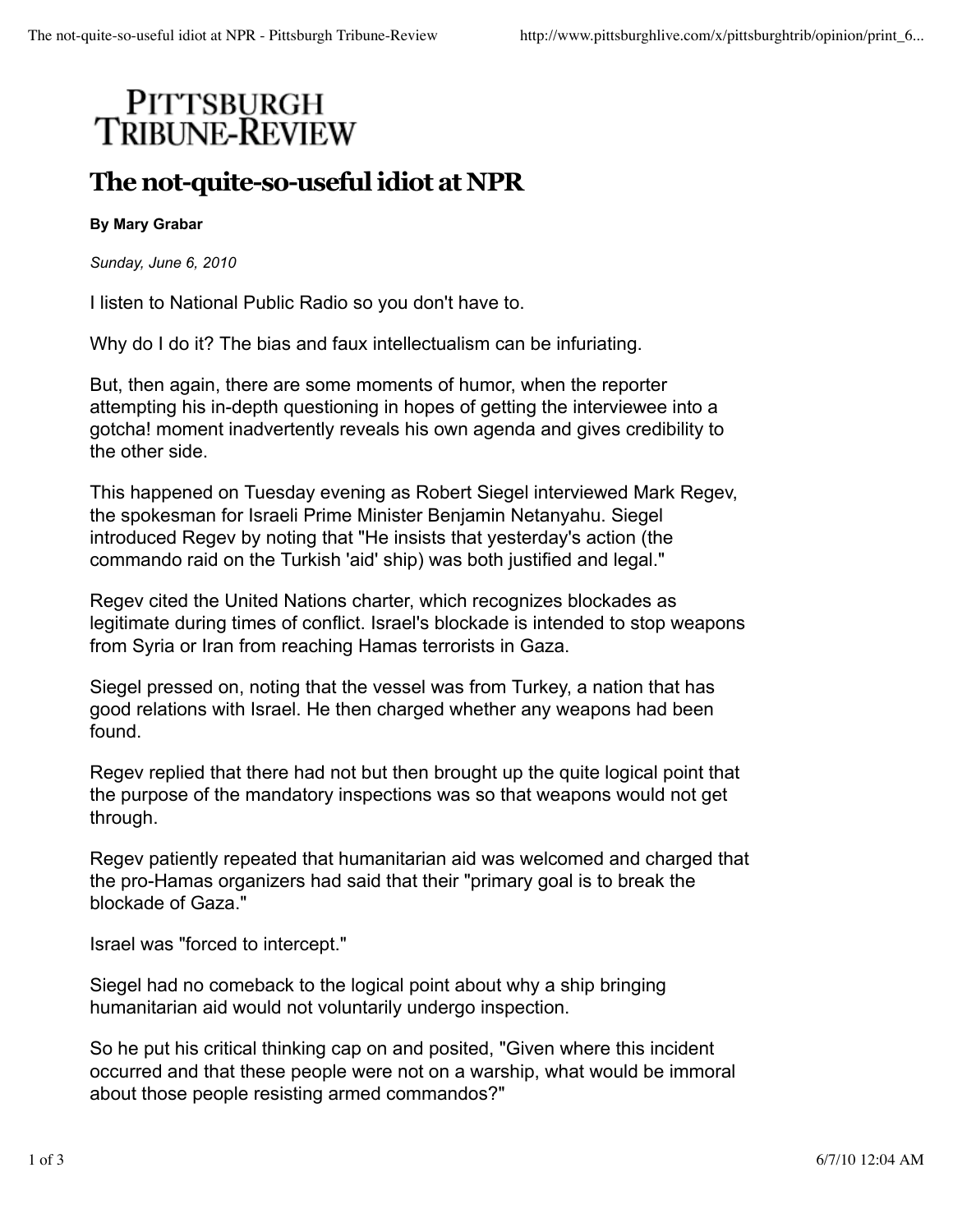# Pittsburgh Tribune-Review

## The not-quite-so-useful idiot at NPR

**By Mary Grabar**

*Sunday, June 6, 2010*

I listen to National Public Radio so you don't have to.

Why do I do it? The bias and faux intellectualism can be infuriating.

But, then again, there are some moments of humor, when the reporter attempting his in-depth questioning in hopes of getting the interviewee into a gotcha! moment inadvertently reveals his own agenda and gives credibility to the other side.

This happened on Tuesday evening as Robert Siegel interviewed Mark Regev, the spokesman for Israeli Prime Minister Benjamin Netanyahu. Siegel introduced Regev by noting that "He insists that yesterday's action (the commando raid on the Turkish 'aid' ship) was both justified and legal."

Regev cited the United Nations charter, which recognizes blockades as legitimate during times of conflict. Israel's blockade is intended to stop weapons from Syria or Iran from reaching Hamas terrorists in Gaza.

Siegel pressed on, noting that the vessel was from Turkey, a nation that has good relations with Israel. He then charged whether any weapons had been found.

Regev replied that there had not but then brought up the quite logical point that the purpose of the mandatory inspections was so that weapons would not get through.

Regev patiently repeated that humanitarian aid was welcomed and charged that the pro-Hamas organizers had said that their "primary goal is to break the blockade of Gaza."

Israel was "forced to intercept."

Siegel had no comeback to the logical point about why a ship bringing humanitarian aid would not voluntarily undergo inspection.

So he put his critical thinking cap on and posited, "Given where this incident occurred and that these people were not on a warship, what would be immoral about those people resisting armed commandos?"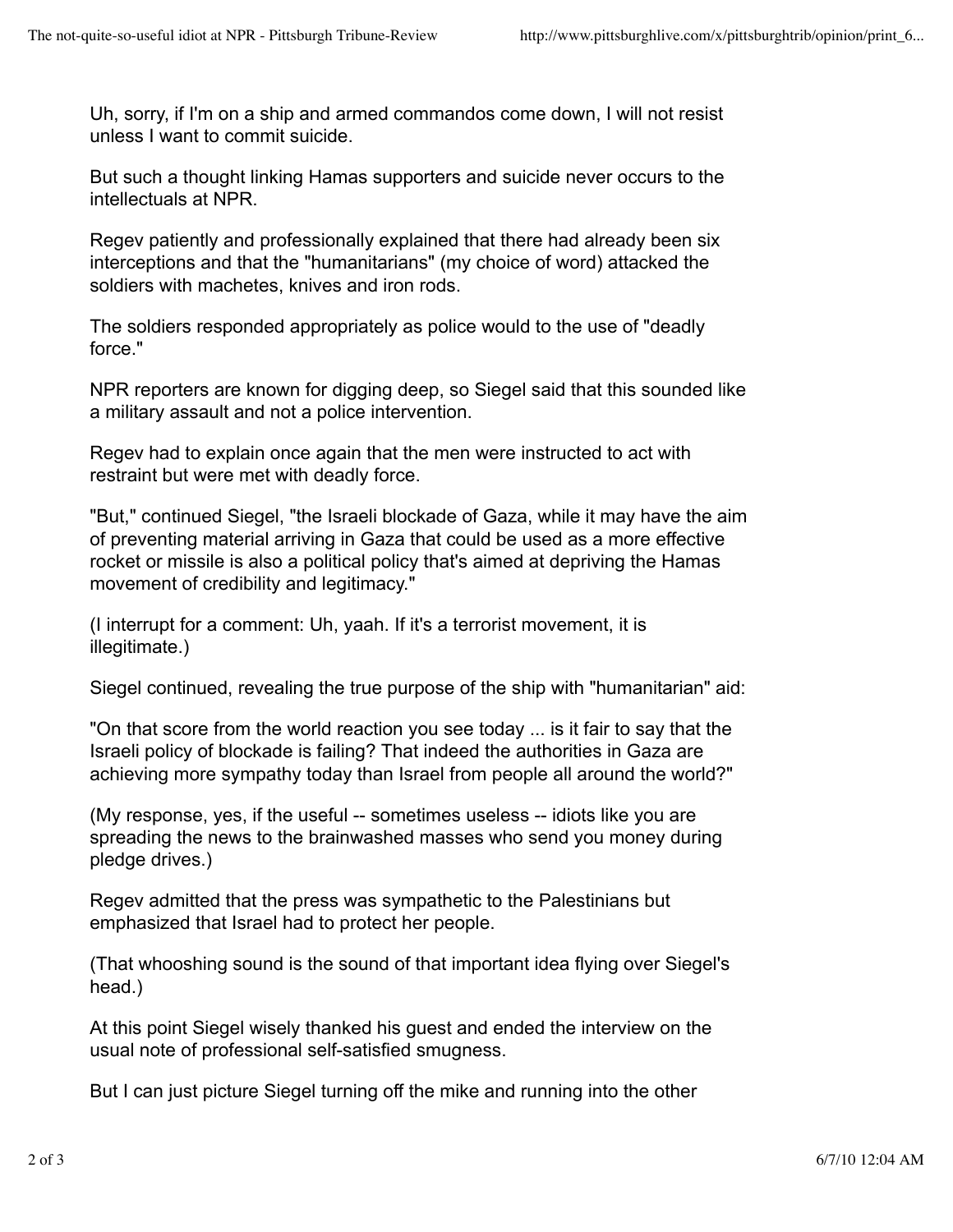Uh, sorry, if I'm on a ship and armed commandos come down, I will not resist unless I want to commit suicide.

But such a thought linking Hamas supporters and suicide never occurs to the intellectuals at NPR.

Regev patiently and professionally explained that there had already been six interceptions and that the "humanitarians" (my choice of word) attacked the soldiers with machetes, knives and iron rods.

The soldiers responded appropriately as police would to the use of "deadly force."

NPR reporters are known for digging deep, so Siegel said that this sounded like a military assault and not a police intervention.

Regev had to explain once again that the men were instructed to act with restraint but were met with deadly force.

"But," continued Siegel, "the Israeli blockade of Gaza, while it may have the aim of preventing material arriving in Gaza that could be used as a more effective rocket or missile is also a political policy that's aimed at depriving the Hamas movement of credibility and legitimacy."

(I interrupt for a comment: Uh, yaah. If it's a terrorist movement, it is illegitimate.)

Siegel continued, revealing the true purpose of the ship with "humanitarian" aid:

"On that score from the world reaction you see today ... is it fair to say that the Israeli policy of blockade is failing? That indeed the authorities in Gaza are achieving more sympathy today than Israel from people all around the world?"

(My response, yes, if the useful -- sometimes useless -- idiots like you are spreading the news to the brainwashed masses who send you money during pledge drives.)

Regev admitted that the press was sympathetic to the Palestinians but emphasized that Israel had to protect her people.

(That whooshing sound is the sound of that important idea flying over Siegel's head.)

At this point Siegel wisely thanked his guest and ended the interview on the usual note of professional self-satisfied smugness.

But I can just picture Siegel turning off the mike and running into the other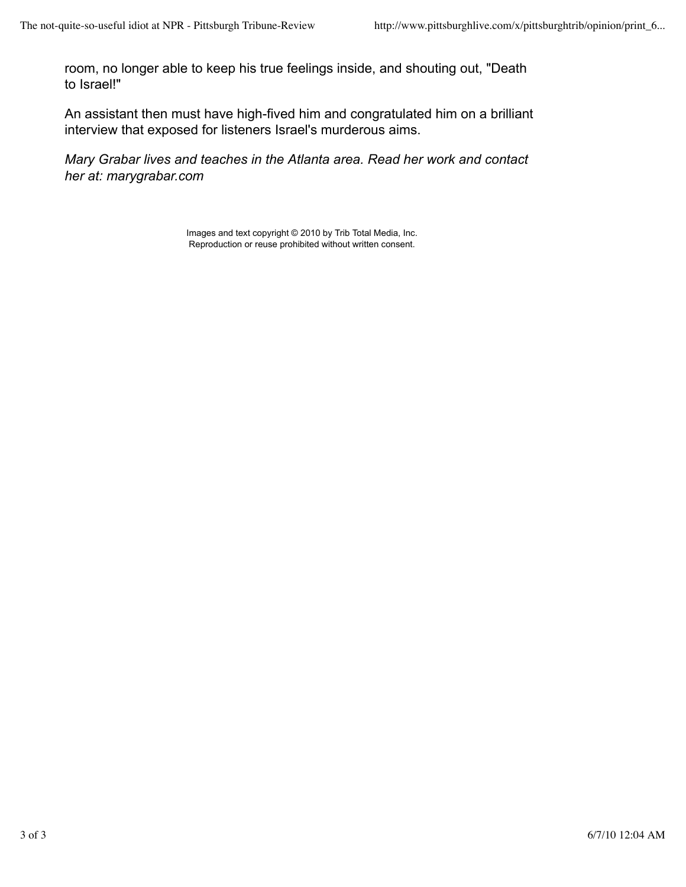room, no longer able to keep his true feelings inside, and shouting out, "Death to Israel!"

An assistant then must have high-fived him and congratulated him on a brilliant interview that exposed for listeners Israel's murderous aims.

*Mary Grabar lives and teaches in the Atlanta area. Read her work and contact her at: marygrabar.com*

Images and text copyright © 2010 by Trib Total Media, Inc.
Reproduction or reuse prohibited without written consent.